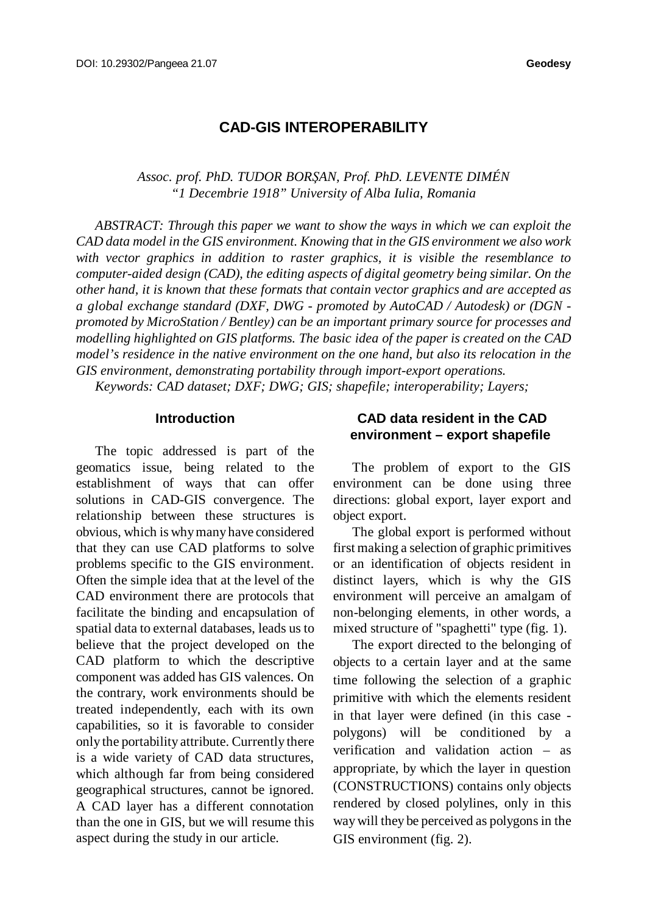# CAD-GIS INTEROPERABILITY

*Assoc. prof. PhD. TUDOR BORŞAN, Prof. PhD. LEVENTE DIMÉN*
*"1 Decembrie 1918" University of Alba Iulia, Romania*

*ABSTRACT: Through this paper we want to show the ways in which we can exploit the CAD data model in the GIS environment. Knowing that in the GIS environment we also work with vector graphics in addition to raster graphics, it is visible the resemblance to computer-aided design (CAD), the editing aspects of digital geometry being similar. On the other hand, it is known that these formats that contain vector graphics and are accepted as a global exchange standard (DXF, DWG - promoted by AutoCAD / Autodesk) or (DGN - promoted by MicroStation / Bentley) can be an important primary source for processes and modelling highlighted on GIS platforms. The basic idea of the paper is created on the CAD model's residence in the native environment on the one hand, but also its relocation in the GIS environment, demonstrating portability through import-export operations.*

*Keywords: CAD dataset; DXF; DWG; GIS; shapefile; interoperability; Layers;*

## Introduction

The topic addressed is part of the geomatics issue, being related to the establishment of ways that can offer solutions in CAD-GIS convergence. The relationship between these structures is obvious, which is why many have considered that they can use CAD platforms to solve problems specific to the GIS environment. Often the simple idea that at the level of the CAD environment there are protocols that facilitate the binding and encapsulation of spatial data to external databases, leads us to believe that the project developed on the CAD platform to which the descriptive component was added has GIS valences. On the contrary, work environments should be treated independently, each with its own capabilities, so it is favorable to consider only the portability attribute. Currently there is a wide variety of CAD data structures, which although far from being considered geographical structures, cannot be ignored. A CAD layer has a different connotation than the one in GIS, but we will resume this aspect during the study in our article.

## CAD data resident in the CAD environment – export shapefile

The problem of export to the GIS environment can be done using three directions: global export, layer export and object export.

The global export is performed without first making a selection of graphic primitives or an identification of objects resident in distinct layers, which is why the GIS environment will perceive an amalgam of non-belonging elements, in other words, a mixed structure of "spaghetti" type (fig. 1).

The export directed to the belonging of objects to a certain layer and at the same time following the selection of a graphic primitive with which the elements resident in that layer were defined (in this case - polygons) will be conditioned by a verification and validation action – as appropriate, by which the layer in question (CONSTRUCTIONS) contains only objects rendered by closed polylines, only in this way will they be perceived as polygons in the GIS environment (fig. 2).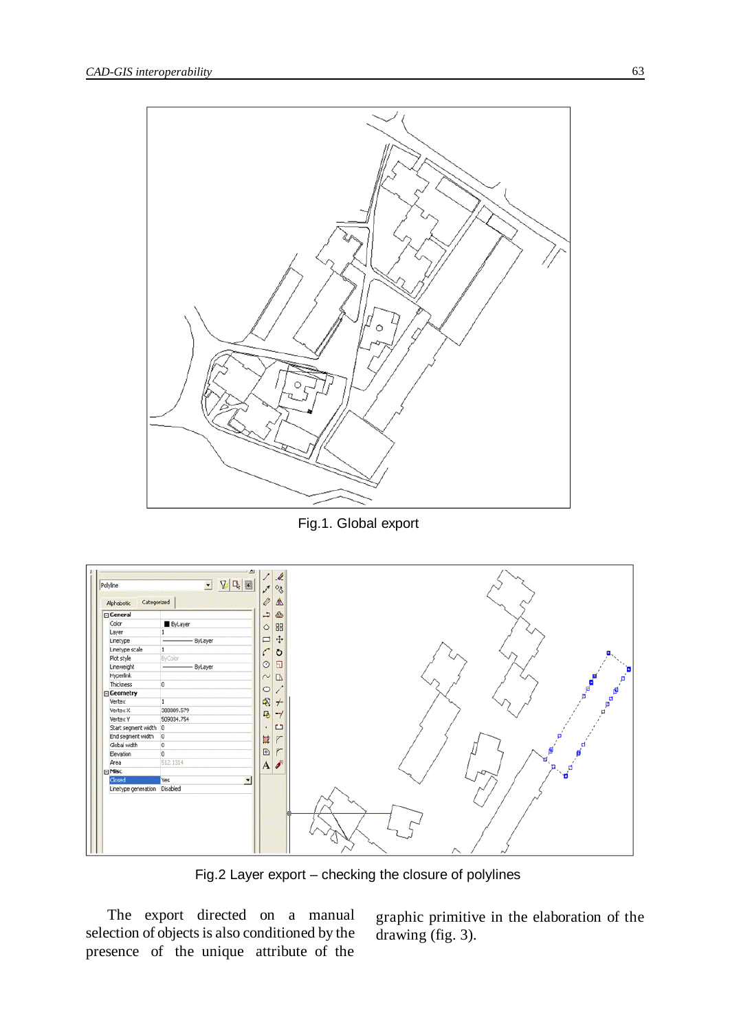Fig.1. Global export

Fig.2 Layer export – checking the closure of polylines

The export directed on a manual selection of objects is also conditioned by the presence of the unique attribute of the graphic primitive in the elaboration of the drawing (fig. 3).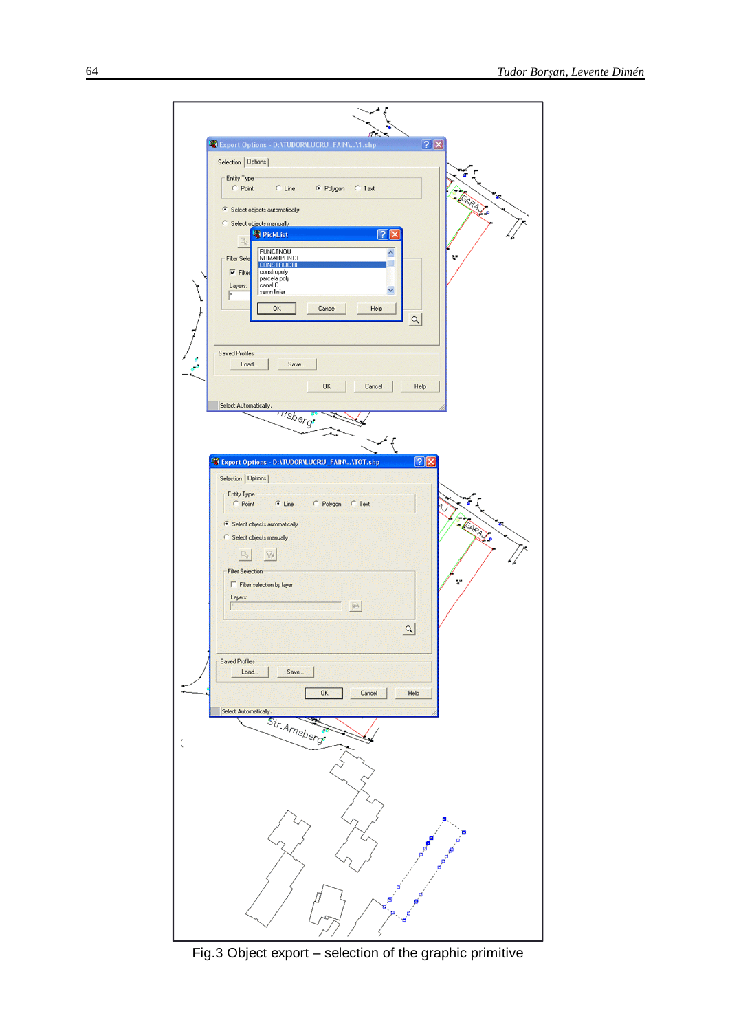Fig.3 Object export – selection of the graphic primitive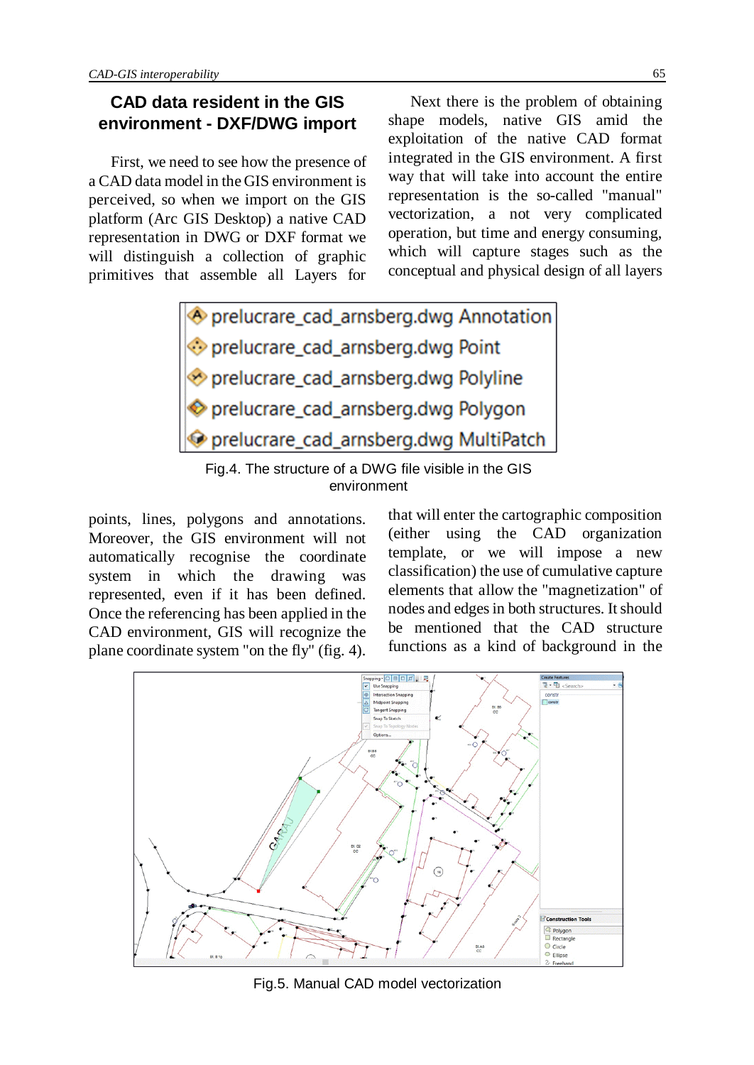## CAD data resident in the GIS environment - DXF/DWG import

First, we need to see how the presence of a CAD data model in the GIS environment is perceived, so when we import on the GIS platform (Arc GIS Desktop) a native CAD representation in DWG or DXF format we will distinguish a collection of graphic primitives that assemble all Layers for points, lines, polygons and annotations. Moreover, the GIS environment will not automatically recognise the coordinate system in which the drawing was represented, even if it has been defined. Once the referencing has been applied in the CAD environment, GIS will recognize the plane coordinate system "on the fly" (fig. 4).

Fig.4. The structure of a DWG file visible in the GIS environment

Next there is the problem of obtaining shape models, native GIS amid the exploitation of the native CAD format integrated in the GIS environment. A first way that will take into account the entire representation is the so-called "manual" vectorization, a not very complicated operation, but time and energy consuming, which will capture stages such as the conceptual and physical design of all layers that will enter the cartographic composition (either using the CAD organization template, or we will impose a new classification) the use of cumulative capture elements that allow the "magnetization" of nodes and edges in both structures. It should be mentioned that the CAD structure functions as a kind of background in the

Fig.5. Manual CAD model vectorization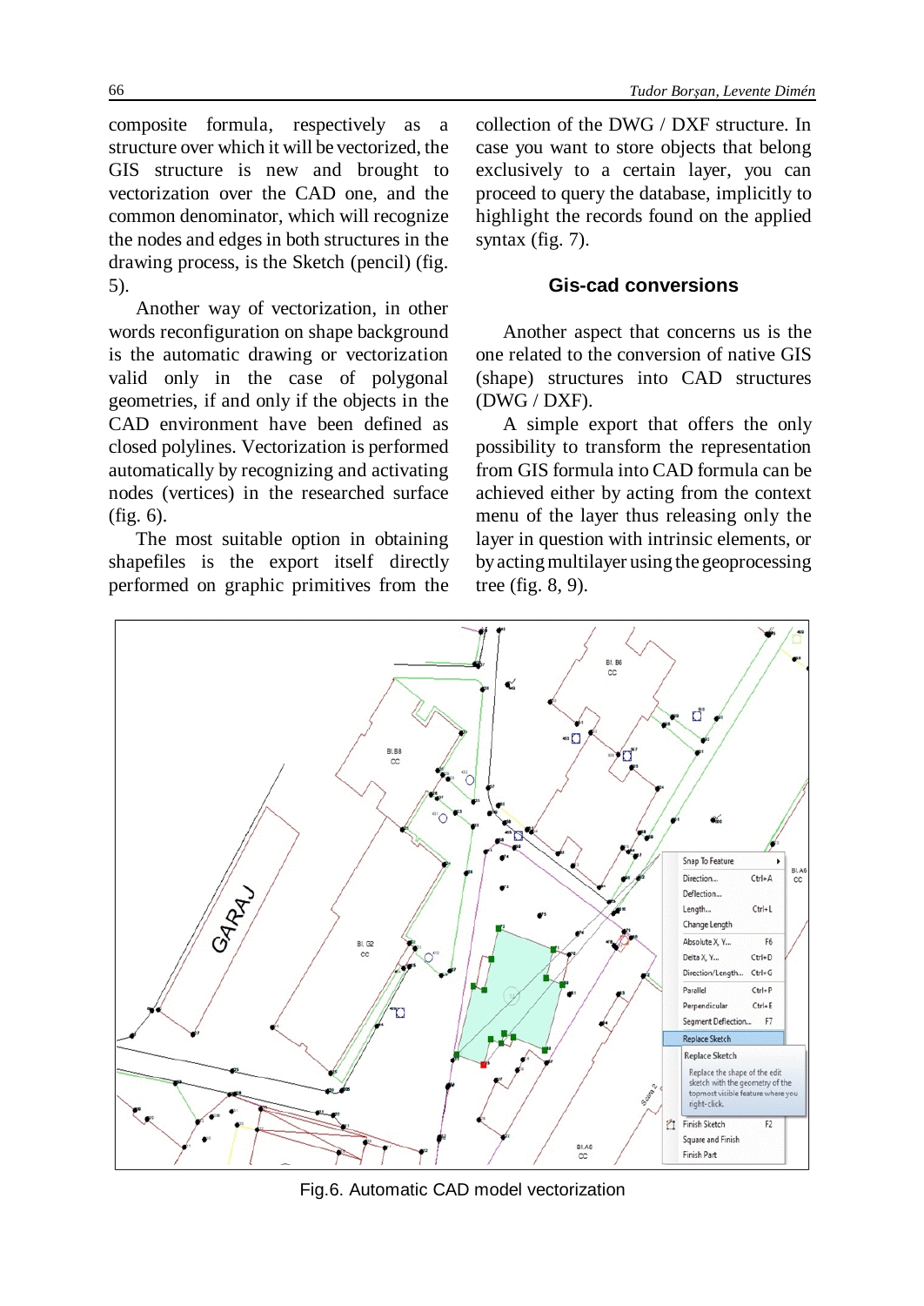composite formula, respectively as a structure over which it will be vectorized, the GIS structure is new and brought to vectorization over the CAD one, and the common denominator, which will recognize the nodes and edges in both structures in the drawing process, is the Sketch (pencil) (fig. 5).

Another way of vectorization, in other words reconfiguration on shape background is the automatic drawing or vectorization valid only in the case of polygonal geometries, if and only if the objects in the CAD environment have been defined as closed polylines. Vectorization is performed automatically by recognizing and activating nodes (vertices) in the researched surface (fig. 6).

The most suitable option in obtaining shapefiles is the export itself directly performed on graphic primitives from the collection of the DWG / DXF structure. In case you want to store objects that belong exclusively to a certain layer, you can proceed to query the database, implicitly to highlight the records found on the applied syntax (fig. 7).

## Gis-cad conversions

Another aspect that concerns us is the one related to the conversion of native GIS (shape) structures into CAD structures (DWG / DXF).

A simple export that offers the only possibility to transform the representation from GIS formula into CAD formula can be achieved either by acting from the context menu of the layer thus releasing only the layer in question with intrinsic elements, or by acting multilayer using the geoprocessing tree (fig. 8, 9).

Fig.6. Automatic CAD model vectorization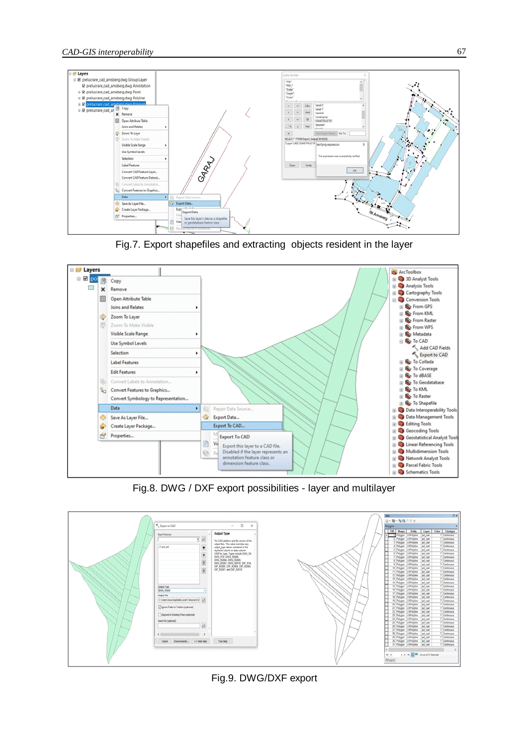Fig.7. Export shapefiles and extracting  objects resident in the layer

Fig.8. DWG / DXF export possibilities - layer and multilayer

Fig.9. DWG/DXF export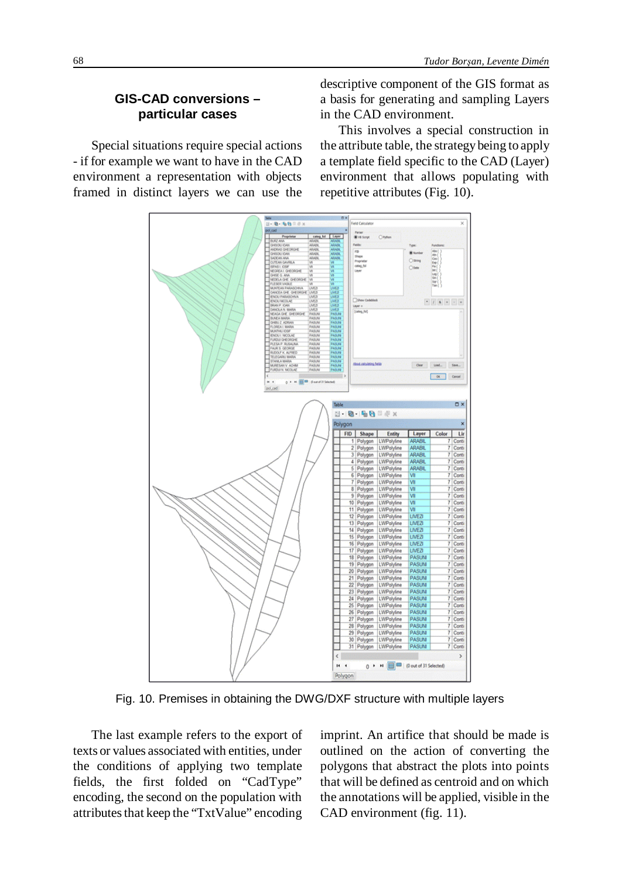## GIS-CAD conversions – particular cases

Special situations require special actions - if for example we want to have in the CAD environment a representation with objects framed in distinct layers we can use the descriptive component of the GIS format as a basis for generating and sampling Layers in the CAD environment.

This involves a special construction in the attribute table, the strategy being to apply a template field specific to the CAD (Layer) environment that allows populating with repetitive attributes (Fig. 10).

Fig. 10. Premises in obtaining the DWG/DXF structure with multiple layers

The last example refers to the export of texts or values associated with entities, under the conditions of applying two template fields, the first folded on "CadType" encoding, the second on the population with attributes that keep the "TxtValue" encoding imprint. An artifice that should be made is outlined on the action of converting the polygons that abstract the plots into points that will be defined as centroid and on which the annotations will be applied, visible in the CAD environment (fig. 11).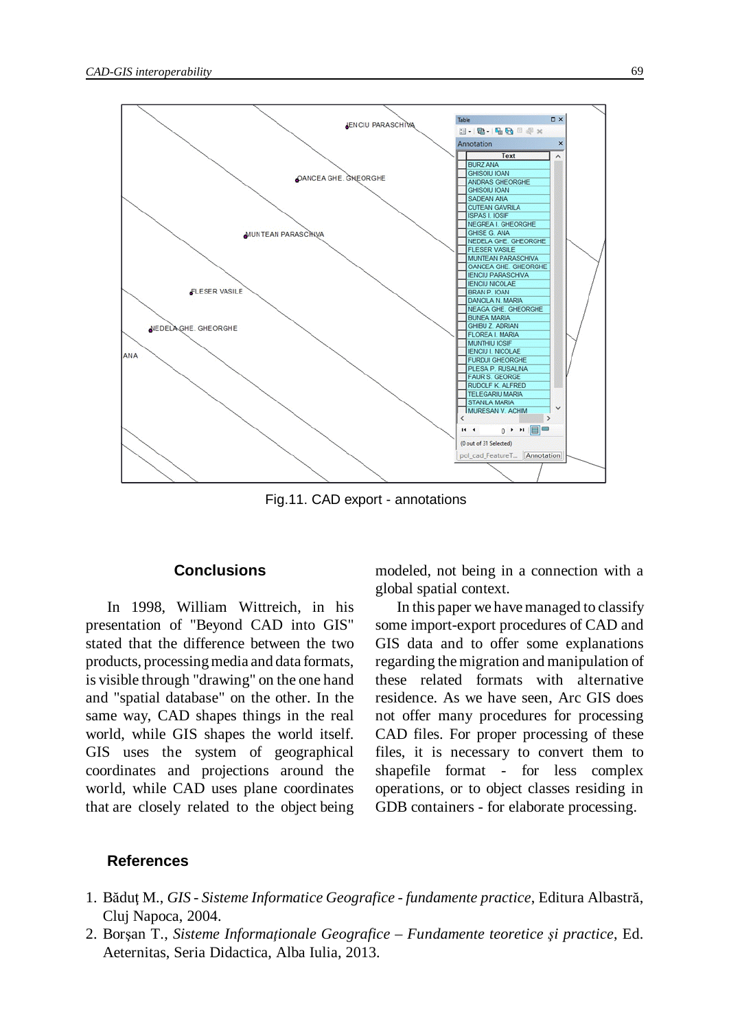Fig.11. CAD export - annotations

## Conclusions

In 1998, William Wittreich, in his presentation of "Beyond CAD into GIS" stated that the difference between the two products, processing media and data formats, is visible through "drawing" on the one hand and "spatial database" on the other. In the same way, CAD shapes things in the real world, while GIS shapes the world itself. GIS uses the system of geographical coordinates and projections around the world, while CAD uses plane coordinates that are closely related to the object being modeled, not being in a connection with a global spatial context.

In this paper we have managed to classify some import-export procedures of CAD and GIS data and to offer some explanations regarding the migration and manipulation of these related formats with alternative residence. As we have seen, Arc GIS does not offer many procedures for processing CAD files. For proper processing of these files, it is necessary to convert them to shapefile format - for less complex operations, or to object classes residing in GDB containers - for elaborate processing.

## References

1. Băduţ M., *GIS - Sisteme Informatice Geografice - fundamente practice*, Editura Albastră, Cluj Napoca, 2004.
2. Borşan T., *Sisteme Informaţionale Geografice – Fundamente teoretice şi practice*, Ed. Aeternitas, Seria Didactica, Alba Iulia, 2013.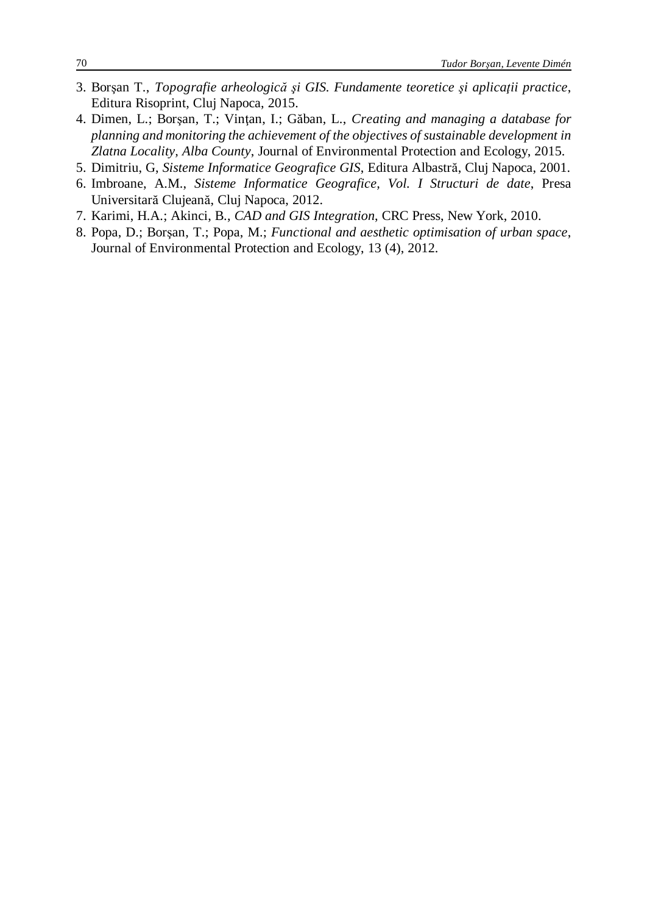3. Borșan T., *Topografie arheologică şi GIS. Fundamente teoretice şi aplicații practice*, Editura Risoprint, Cluj Napoca, 2015.
4. Dimen, L.; Borșan, T.; Vinţan, I.; Găban, L., *Creating and managing a database for planning and monitoring the achievement of the objectives of sustainable development in Zlatna Locality, Alba County*, Journal of Environmental Protection and Ecology, 2015.
5. Dimitriu, G, *Sisteme Informatice Geografice GIS*, Editura Albastră, Cluj Napoca, 2001.
6. Imbroane, A.M., *Sisteme Informatice Geografice, Vol. I Structuri de date*, Presa Universitară Clujeană, Cluj Napoca, 2012.
7. Karimi, H.A.; Akinci, B., *CAD and GIS Integration*, CRC Press, New York, 2010.
8. Popa, D.; Borșan, T.; Popa, M.; *Functional and aesthetic optimisation of urban space*, Journal of Environmental Protection and Ecology, 13 (4), 2012.